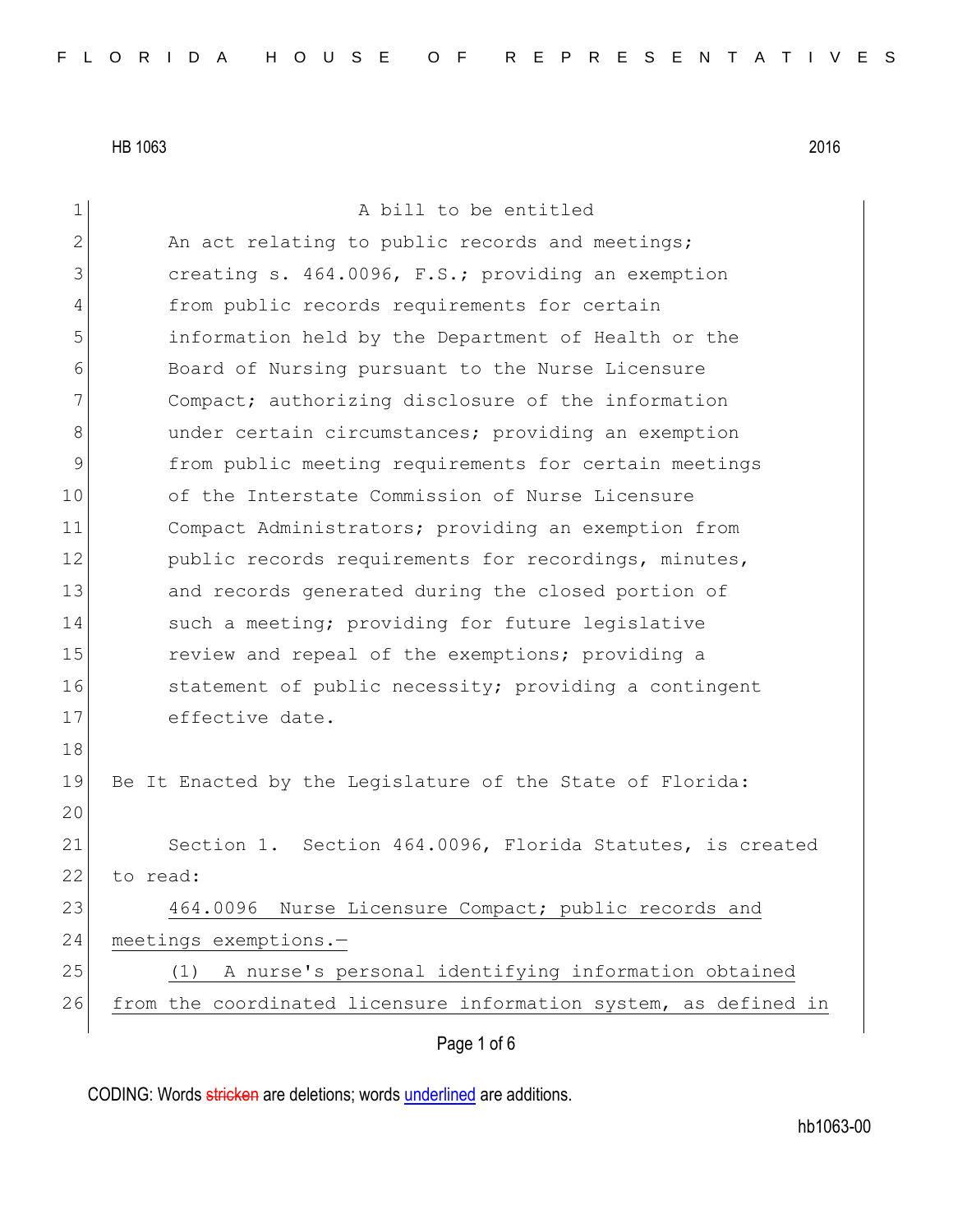HB 1063 2016

A bill to be entitled

An act relating to public records and meetings; creating s. 464.0096, F.S.; providing an exemption from public records requirements for certain information held by the Department of Health or the Board of Nursing pursuant to the Nurse Licensure Compact; authorizing disclosure of the information under certain circumstances; providing an exemption from public meeting requirements for certain meetings of the Interstate Commission of Nurse Licensure Compact Administrators; providing an exemption from public records requirements for recordings, minutes, and records generated during the closed portion of such a meeting; providing for future legislative review and repeal of the exemptions; providing a statement of public necessity; providing a contingent effective date.

Be It Enacted by the Legislature of the State of Florida:

Section 1. Section 464.0096, Florida Statutes, is created to read:

464.0096 Nurse Licensure Compact; public records and meetings exemptions.—

(1) A nurse's personal identifying information obtained from the coordinated licensure information system, as defined in

CODING: Words stricken are deletions; words underlined are additions.

hb1063-00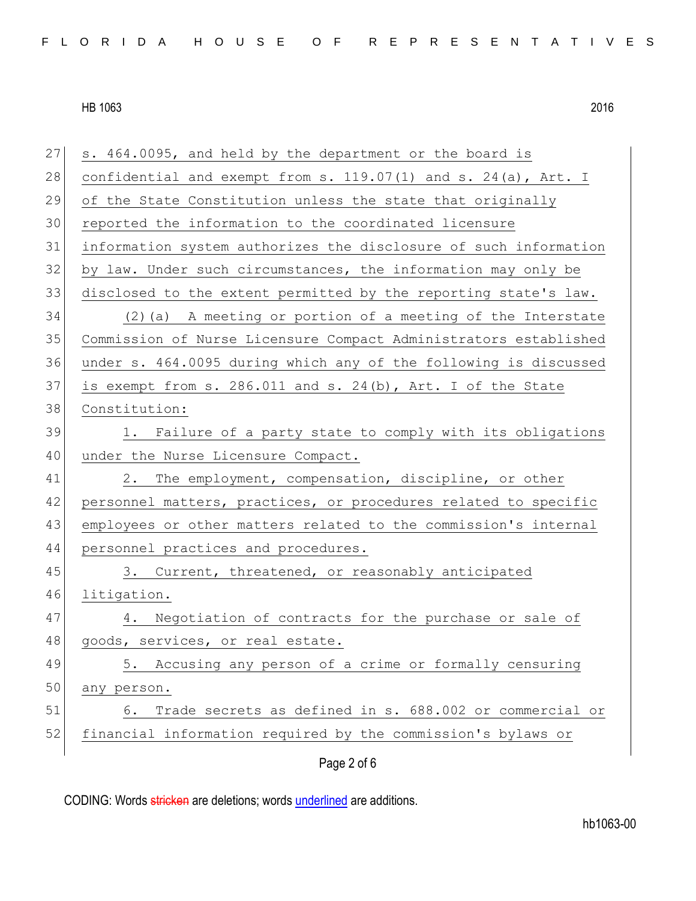27 s. 464.0095, and held by the department or the board is
28 confidential and exempt from s. 119.07(1) and s. 24(a), Art. I
29 of the State Constitution unless the state that originally
30 reported the information to the coordinated licensure
31 information system authorizes the disclosure of such information
32 by law. Under such circumstances, the information may only be
33 disclosed to the extent permitted by the reporting state's law.

34 (2)(a) A meeting or portion of a meeting of the Interstate
35 Commission of Nurse Licensure Compact Administrators established
36 under s. 464.0095 during which any of the following is discussed
37 is exempt from s. 286.011 and s. 24(b), Art. I of the State
38 Constitution:

39 1. Failure of a party state to comply with its obligations
40 under the Nurse Licensure Compact.

41 2. The employment, compensation, discipline, or other
42 personnel matters, practices, or procedures related to specific
43 employees or other matters related to the commission's internal
44 personnel practices and procedures.

45 3. Current, threatened, or reasonably anticipated
46 litigation.

47 4. Negotiation of contracts for the purchase or sale of
48 goods, services, or real estate.

49 5. Accusing any person of a crime or formally censuring
50 any person.

51 6. Trade secrets as defined in s. 688.002 or commercial or
52 financial information required by the commission's bylaws or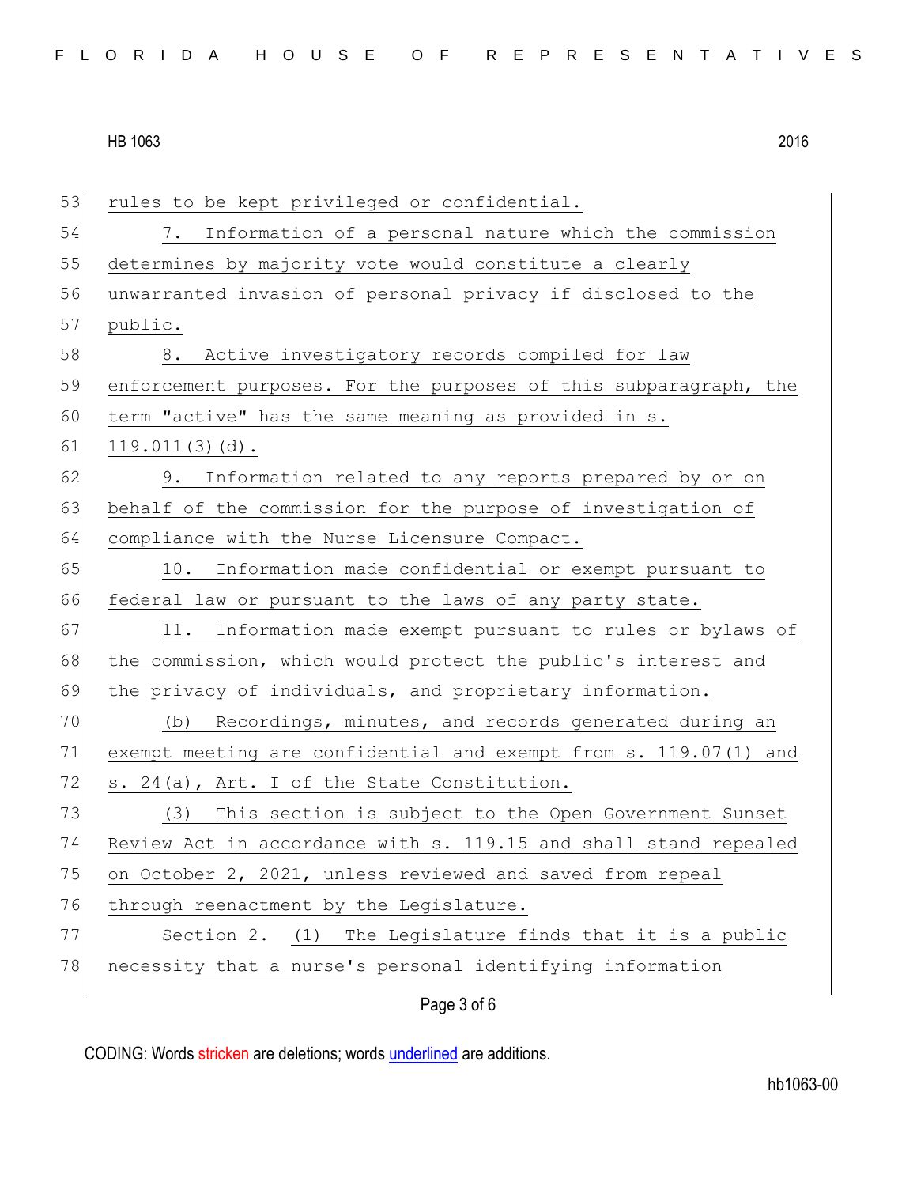rules to be kept privileged or confidential.

7. Information of a personal nature which the commission determines by majority vote would constitute a clearly unwarranted invasion of personal privacy if disclosed to the public.

8. Active investigatory records compiled for law enforcement purposes. For the purposes of this subparagraph, the term "active" has the same meaning as provided in s. 119.011(3)(d).

9. Information related to any reports prepared by or on behalf of the commission for the purpose of investigation of compliance with the Nurse Licensure Compact.

10. Information made confidential or exempt pursuant to federal law or pursuant to the laws of any party state.

11. Information made exempt pursuant to rules or bylaws of the commission, which would protect the public's interest and the privacy of individuals, and proprietary information.

(b) Recordings, minutes, and records generated during an exempt meeting are confidential and exempt from s. 119.07(1) and s. 24(a), Art. I of the State Constitution.

(3) This section is subject to the Open Government Sunset Review Act in accordance with s. 119.15 and shall stand repealed on October 2, 2021, unless reviewed and saved from repeal through reenactment by the Legislature.

Section 2. (1) The Legislature finds that it is a public necessity that a nurse's personal identifying information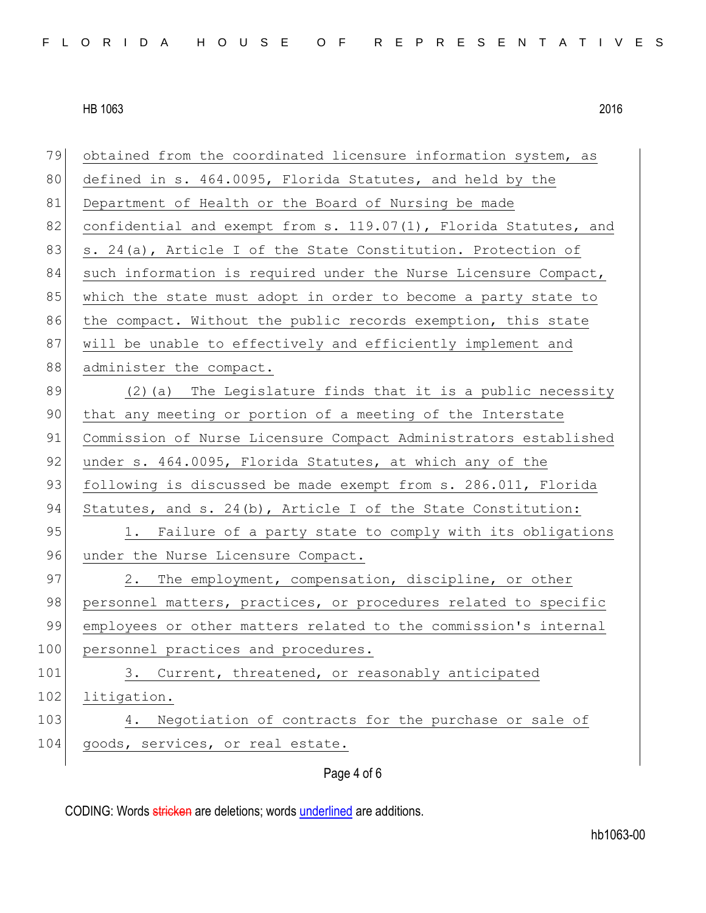obtained from the coordinated licensure information system, as defined in s. 464.0095, Florida Statutes, and held by the Department of Health or the Board of Nursing be made confidential and exempt from s. 119.07(1), Florida Statutes, and s. 24(a), Article I of the State Constitution. Protection of such information is required under the Nurse Licensure Compact, which the state must adopt in order to become a party state to the compact. Without the public records exemption, this state will be unable to effectively and efficiently implement and administer the compact.

(2)(a) The Legislature finds that it is a public necessity that any meeting or portion of a meeting of the Interstate Commission of Nurse Licensure Compact Administrators established under s. 464.0095, Florida Statutes, at which any of the following is discussed be made exempt from s. 286.011, Florida Statutes, and s. 24(b), Article I of the State Constitution:

1. Failure of a party state to comply with its obligations under the Nurse Licensure Compact.

2. The employment, compensation, discipline, or other personnel matters, practices, or procedures related to specific employees or other matters related to the commission's internal personnel practices and procedures.

3. Current, threatened, or reasonably anticipated litigation.

4. Negotiation of contracts for the purchase or sale of goods, services, or real estate.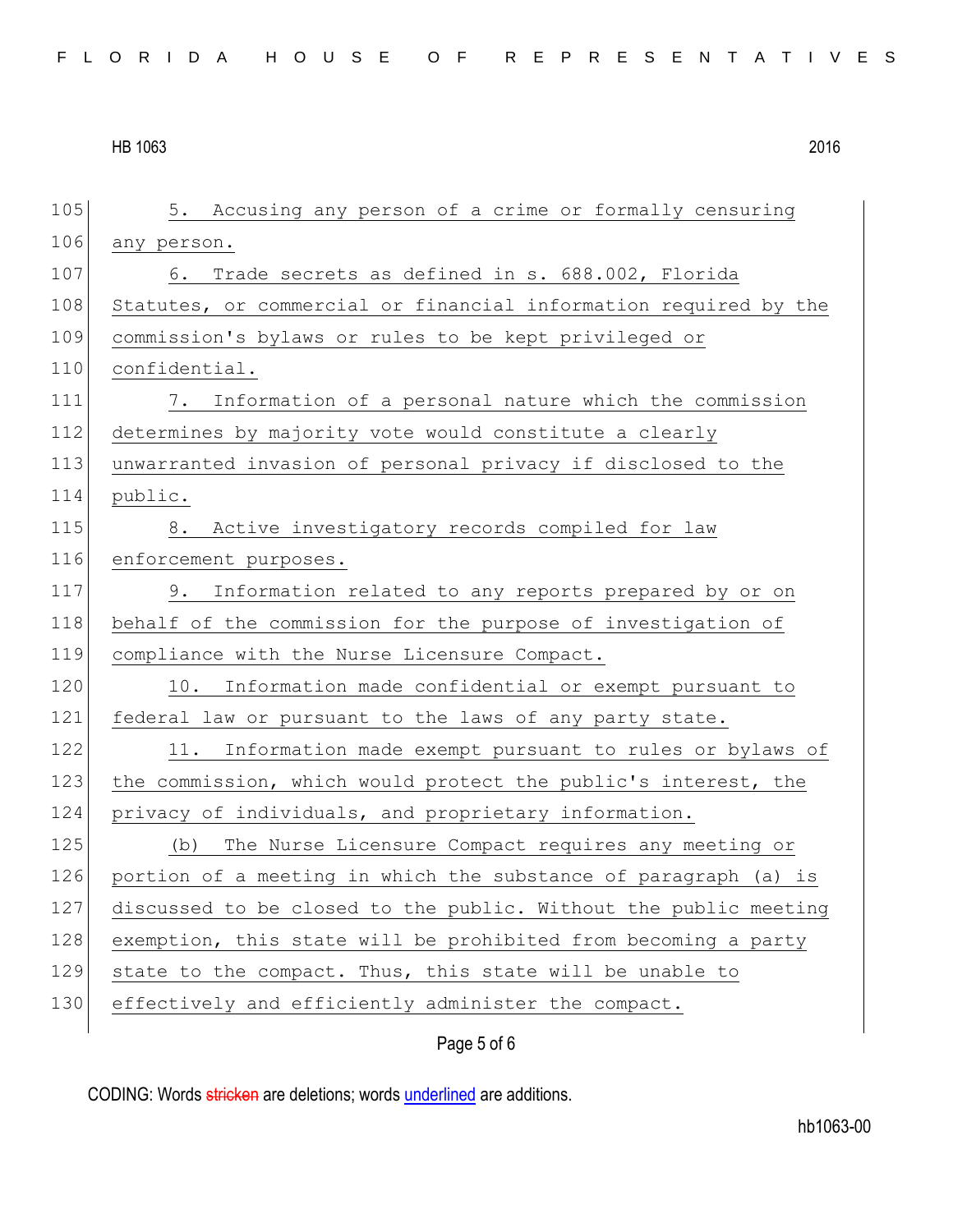5. Accusing any person of a crime or formally censuring any person.

6. Trade secrets as defined in s. 688.002, Florida Statutes, or commercial or financial information required by the commission's bylaws or rules to be kept privileged or confidential.

7. Information of a personal nature which the commission determines by majority vote would constitute a clearly unwarranted invasion of personal privacy if disclosed to the public.

8. Active investigatory records compiled for law enforcement purposes.

9. Information related to any reports prepared by or on behalf of the commission for the purpose of investigation of compliance with the Nurse Licensure Compact.

10. Information made confidential or exempt pursuant to federal law or pursuant to the laws of any party state.

11. Information made exempt pursuant to rules or bylaws of the commission, which would protect the public's interest, the privacy of individuals, and proprietary information.

(b) The Nurse Licensure Compact requires any meeting or portion of a meeting in which the substance of paragraph (a) is discussed to be closed to the public. Without the public meeting exemption, this state will be prohibited from becoming a party state to the compact. Thus, this state will be unable to effectively and efficiently administer the compact.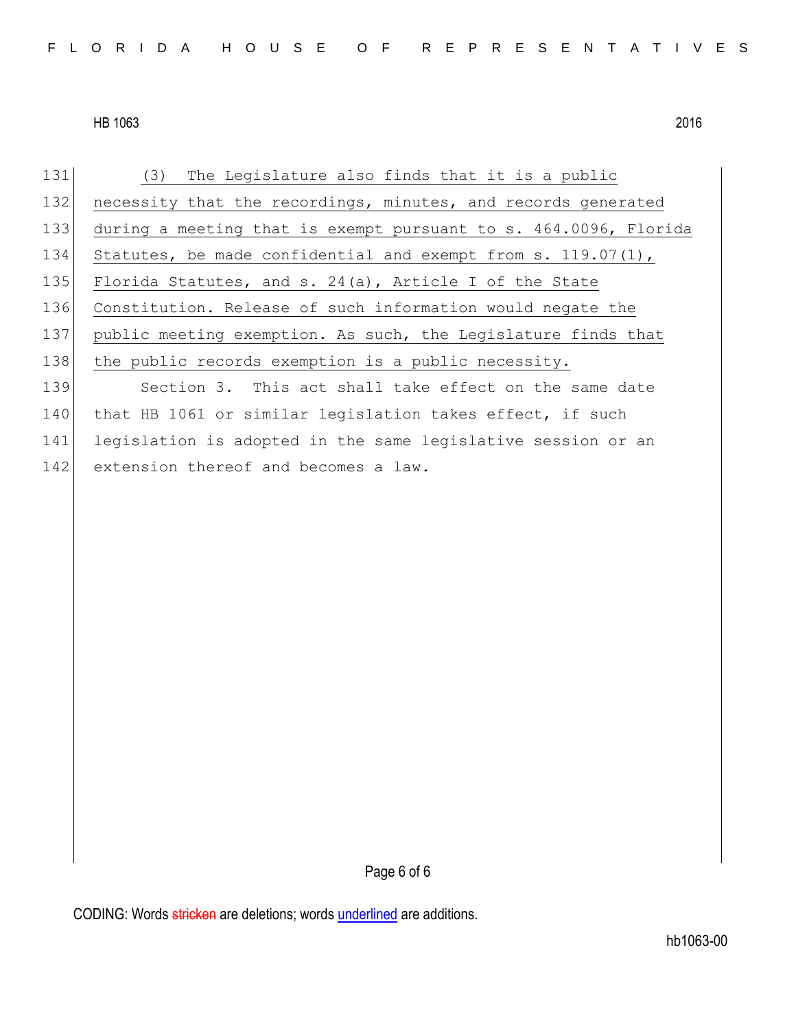(3) The Legislature also finds that it is a public necessity that the recordings, minutes, and records generated during a meeting that is exempt pursuant to s. 464.0096, Florida Statutes, be made confidential and exempt from s. 119.07(1), Florida Statutes, and s. 24(a), Article I of the State Constitution. Release of such information would negate the public meeting exemption. As such, the Legislature finds that the public records exemption is a public necessity.

Section 3. This act shall take effect on the same date that HB 1061 or similar legislation takes effect, if such legislation is adopted in the same legislative session or an extension thereof and becomes a law.